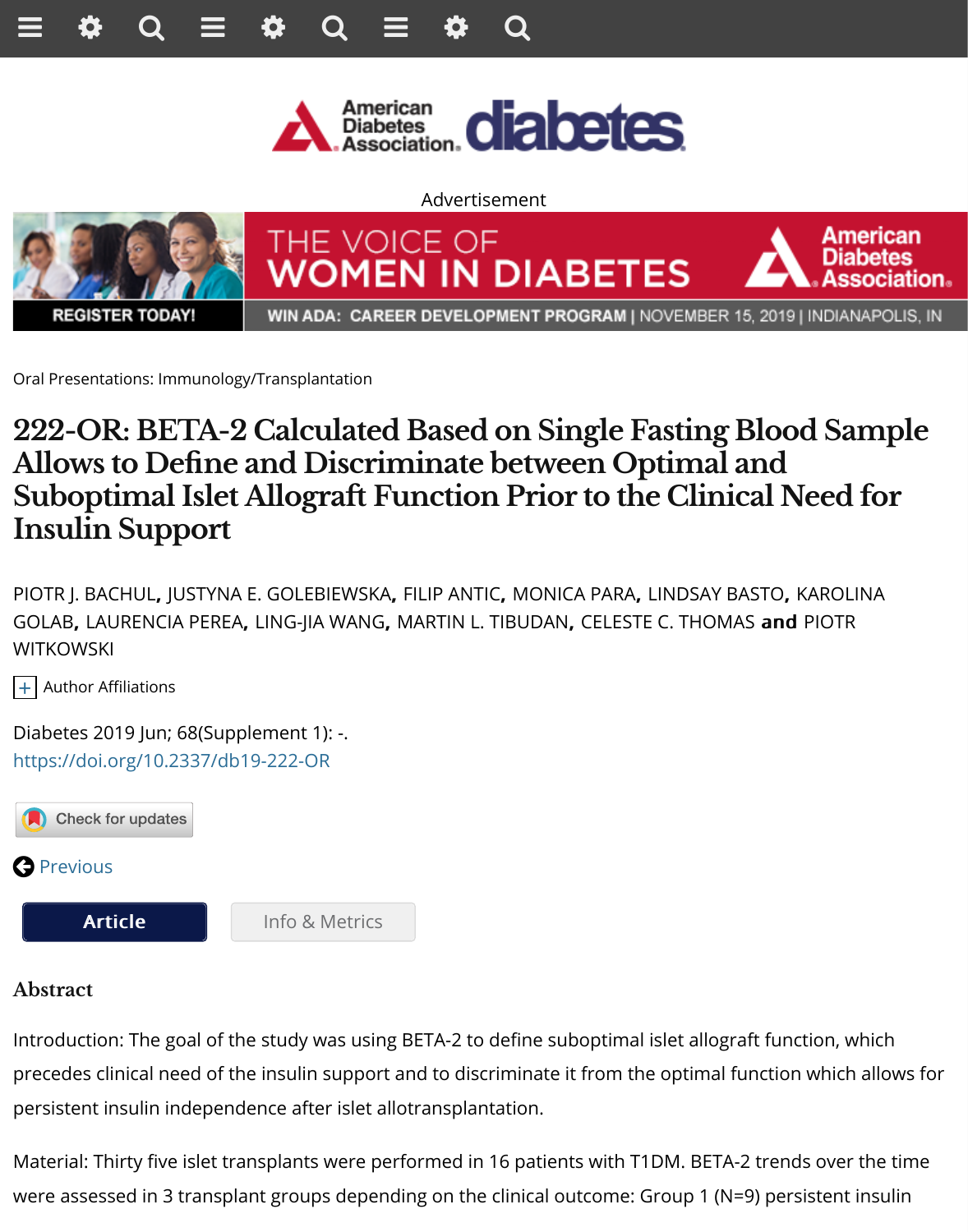Oral Presentations: Immunology/Transplantation

# 222-OR: BETA-2 Calculated Based on Single Fasting Blood Sample Allows to Define and Discriminate between Optimal and Suboptimal Islet Allograft Function Prior to the Clinical Need for Insulin Support

PIOTR J. BACHUL, JUSTYNA E. GOLEBIEWSKA, FILIP ANTIC, MONICA PARA, LINDSAY BASTO, KAROLINA GOLAB, LAURENCIA PEREA, LING-JIA WANG, MARTIN L. TIBUDAN, CELESTE C. THOMAS **and** PIOTR WITKOWSKI

Author Affiliations

Diabetes 2019 Jun; 68(Supplement 1): -.
https://doi.org/10.2337/db19-222-OR

## Abstract

Introduction: The goal of the study was using BETA-2 to define suboptimal islet allograft function, which precedes clinical need of the insulin support and to discriminate it from the optimal function which allows for persistent insulin independence after islet allotransplantation.

Material: Thirty five islet transplants were performed in 16 patients with T1DM. BETA-2 trends over the time were assessed in 3 transplant groups depending on the clinical outcome: Group 1 (N=9) persistent insulin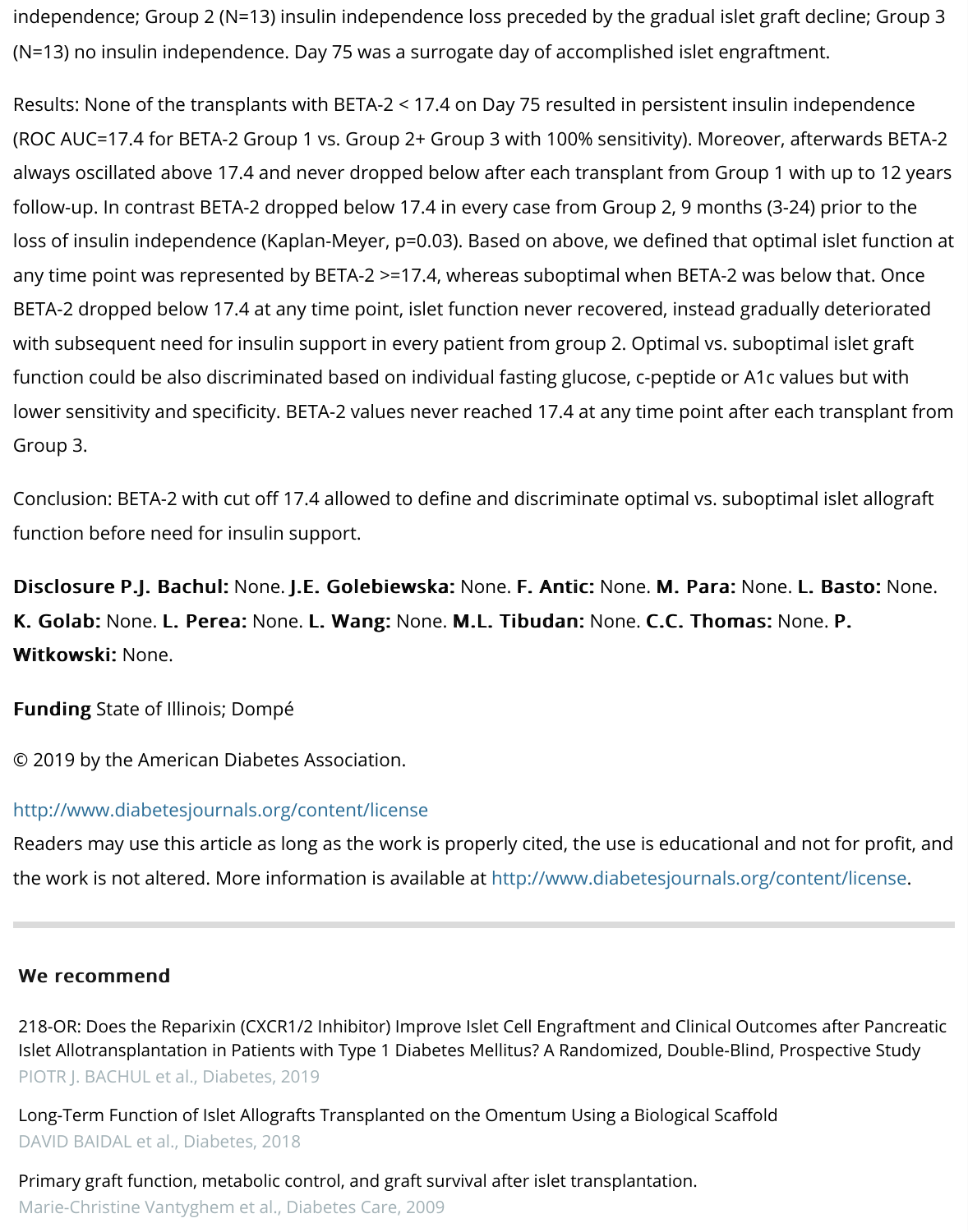independence; Group 2 (N=13) insulin independence loss preceded by the gradual islet graft decline; Group 3 (N=13) no insulin independence. Day 75 was a surrogate day of accomplished islet engraftment.

Results: None of the transplants with BETA-2 < 17.4 on Day 75 resulted in persistent insulin independence (ROC AUC=17.4 for BETA-2 Group 1 vs. Group 2+ Group 3 with 100% sensitivity). Moreover, afterwards BETA-2 always oscillated above 17.4 and never dropped below after each transplant from Group 1 with up to 12 years follow-up. In contrast BETA-2 dropped below 17.4 in every case from Group 2, 9 months (3-24) prior to the loss of insulin independence (Kaplan-Meyer, p=0.03). Based on above, we defined that optimal islet function at any time point was represented by BETA-2 >=17.4, whereas suboptimal when BETA-2 was below that. Once BETA-2 dropped below 17.4 at any time point, islet function never recovered, instead gradually deteriorated with subsequent need for insulin support in every patient from group 2. Optimal vs. suboptimal islet graft function could be also discriminated based on individual fasting glucose, c-peptide or A1c values but with lower sensitivity and specificity. BETA-2 values never reached 17.4 at any time point after each transplant from Group 3.

Conclusion: BETA-2 with cut off 17.4 allowed to define and discriminate optimal vs. suboptimal islet allograft function before need for insulin support.

**Disclosure P.J. Bachul:** None. **J.E. Golebiewska:** None. **F. Antic:** None. **M. Para:** None. **L. Basto:** None. **K. Golab:** None. **L. Perea:** None. **L. Wang:** None. **M.L. Tibudan:** None. **C.C. Thomas:** None. **P. Witkowski:** None.

**Funding** State of Illinois; Dompé

© 2019 by the American Diabetes Association.

http://www.diabetesjournals.org/content/license

Readers may use this article as long as the work is properly cited, the use is educational and not for profit, and the work is not altered. More information is available at http://www.diabetesjournals.org/content/license.

## We recommend

218-OR: Does the Reparixin (CXCR1/2 Inhibitor) Improve Islet Cell Engraftment and Clinical Outcomes after Pancreatic Islet Allotransplantation in Patients with Type 1 Diabetes Mellitus? A Randomized, Double-Blind, Prospective Study
PIOTR J. BACHUL et al., Diabetes, 2019

Long-Term Function of Islet Allografts Transplanted on the Omentum Using a Biological Scaffold
DAVID BAIDAL et al., Diabetes, 2018

Primary graft function, metabolic control, and graft survival after islet transplantation.
Marie-Christine Vantyghem et al., Diabetes Care, 2009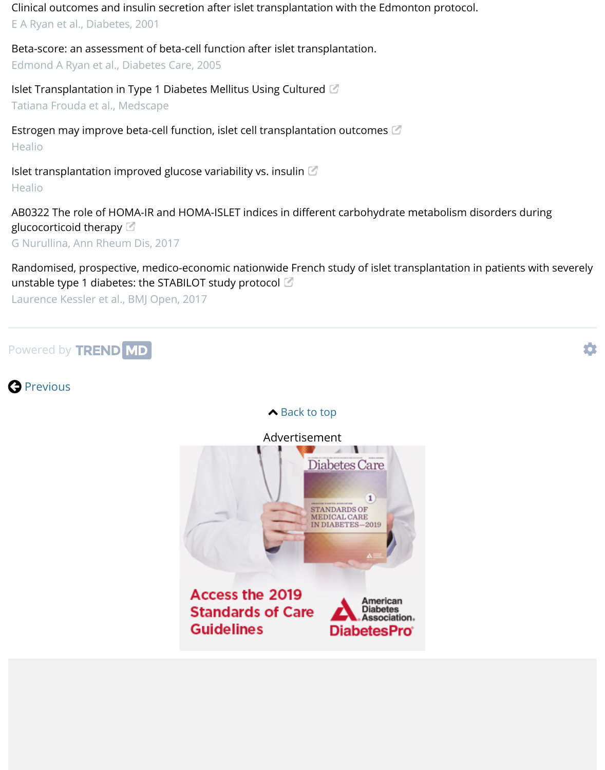Clinical outcomes and insulin secretion after islet transplantation with the Edmonton protocol.
E A Ryan et al., Diabetes, 2001

Beta-score: an assessment of beta-cell function after islet transplantation.
Edmond A Ryan et al., Diabetes Care, 2005

Islet Transplantation in Type 1 Diabetes Mellitus Using Cultured
Tatiana Frouda et al., Medscape

Estrogen may improve beta-cell function, islet cell transplantation outcomes
Healio

Islet transplantation improved glucose variability vs. insulin
Healio

AB0322 The role of HOMA-IR and HOMA-ISLET indices in different carbohydrate metabolism disorders during glucocorticoid therapy
G Nurullina, Ann Rheum Dis, 2017

Randomised, prospective, medico-economic nationwide French study of islet transplantation in patients with severely unstable type 1 diabetes: the STABILOT study protocol
Laurence Kessler et al., BMJ Open, 2017

Powered by TREND MD

Previous

Back to top

Advertisement

Diabetes Care

STANDARDS OF MEDICAL CARE IN DIABETES—2019

Access the 2019 Standards of Care Guidelines

American Diabetes Association. DiabetesPro